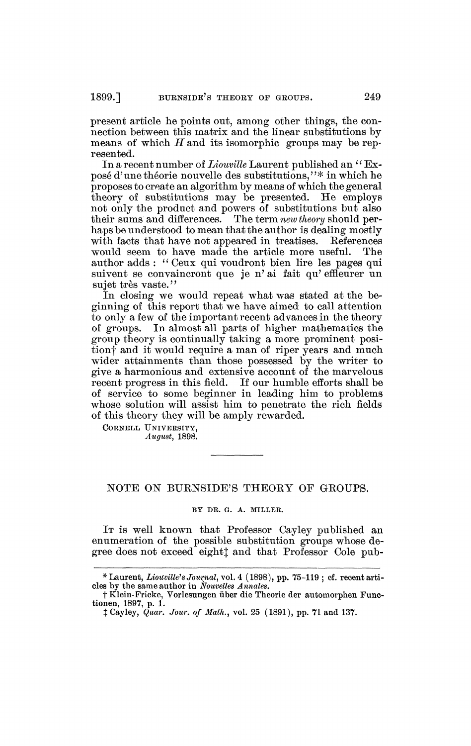present article he points out, among other things, the connection between this matrix and the linear substitutions by means of which $H$ and its isomorphic groups may be represented.

In a recent number of *Liouville* Laurent published an "Exposé d'une théorie nouvelle des substitutions,"* in which he proposes to create an algorithm by means of which the general theory of substitutions may be presented. He employs not only the product and powers of substitutions but also their sums and differences. The term *new theory* should perhaps be understood to mean that the author is dealing mostly with facts that have not appeared in treatises. References would seem to have made the article more useful. The author adds : "Ceux qui voudront bien lire les pages qui suivent se convaincront que je n' ai fait qu' effleurer un sujet très vaste."

In closing we would repeat what was stated at the beginning of this report that we have aimed to call attention to only a few of the important recent advances in the theory of groups. In almost all parts of higher mathematics the group theory is continually taking a more prominent position† and it would require a man of riper years and much wider attainments than those possessed by the writer to give a harmonious and extensive account of the marvelous recent progress in this field. If our humble efforts shall be of service to some beginner in leading him to problems whose solution will assist him to penetrate the rich fields of this theory they will be amply rewarded.

CORNELL UNIVERSITY,
*August*, 1898.

---

## NOTE ON BURNSIDE'S THEORY OF GROUPS.

BY DR. G. A. MILLER.

IT is well known that Professor Cayley published an enumeration of the possible substitution groups whose degree does not exceed eight‡ and that Professor Cole pub-

---

\* Laurent, *Liouville's Journal*, vol. 4 (1898), pp. 75–119 ; cf. recent articles by the same author in *Nouvelles Annales*.

† Klein-Fricke, Vorlesungen über die Theorie der automorphen Functionen, 1897, p. 1.

‡ Cayley, *Quar. Jour. of Math.*, vol. 25 (1891), pp. 71 and 137.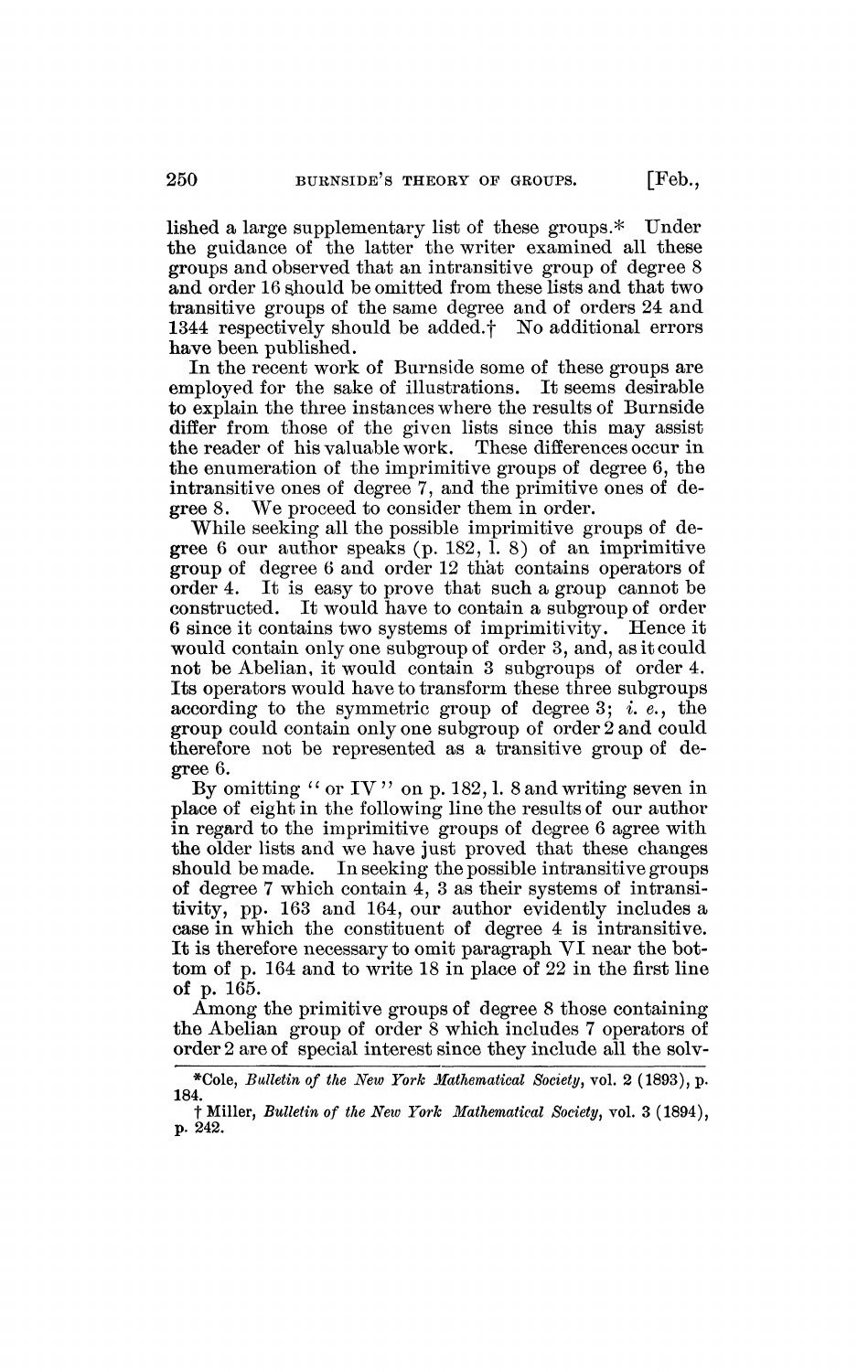lished a large supplementary list of these groups.* Under the guidance of the latter the writer examined all these groups and observed that an intransitive group of degree 8 and order 16 should be omitted from these lists and that two transitive groups of the same degree and of orders 24 and 1344 respectively should be added.† No additional errors have been published.

In the recent work of Burnside some of these groups are employed for the sake of illustrations. It seems desirable to explain the three instances where the results of Burnside differ from those of the given lists since this may assist the reader of his valuable work. These differences occur in the enumeration of the imprimitive groups of degree 6, the intransitive ones of degree 7, and the primitive ones of degree 8. We proceed to consider them in order.

While seeking all the possible imprimitive groups of degree 6 our author speaks (p. 182, l. 8) of an imprimitive group of degree 6 and order 12 that contains operators of order 4. It is easy to prove that such a group cannot be constructed. It would have to contain a subgroup of order 6 since it contains two systems of imprimitivity. Hence it would contain only one subgroup of order 3, and, as it could not be Abelian, it would contain 3 subgroups of order 4. Its operators would have to transform these three subgroups according to the symmetric group of degree 3; *i. e.*, the group could contain only one subgroup of order 2 and could therefore not be represented as a transitive group of degree 6.

By omitting "or IV" on p. 182, l. 8 and writing seven in place of eight in the following line the results of our author in regard to the imprimitive groups of degree 6 agree with the older lists and we have just proved that these changes should be made. In seeking the possible intransitive groups of degree 7 which contain 4, 3 as their systems of intransitivity, pp. 163 and 164, our author evidently includes a case in which the constituent of degree 4 is intransitive. It is therefore necessary to omit paragraph VI near the bottom of p. 164 and to write 18 in place of 22 in the first line of p. 165.

Among the primitive groups of degree 8 those containing the Abelian group of order 8 which includes 7 operators of order 2 are of special interest since they include all the solv-

---

*Cole, *Bulletin of the New York Mathematical Society*, vol. 2 (1893), p. 184.

†Miller, *Bulletin of the New York Mathematical Society*, vol. 3 (1894), p. 242.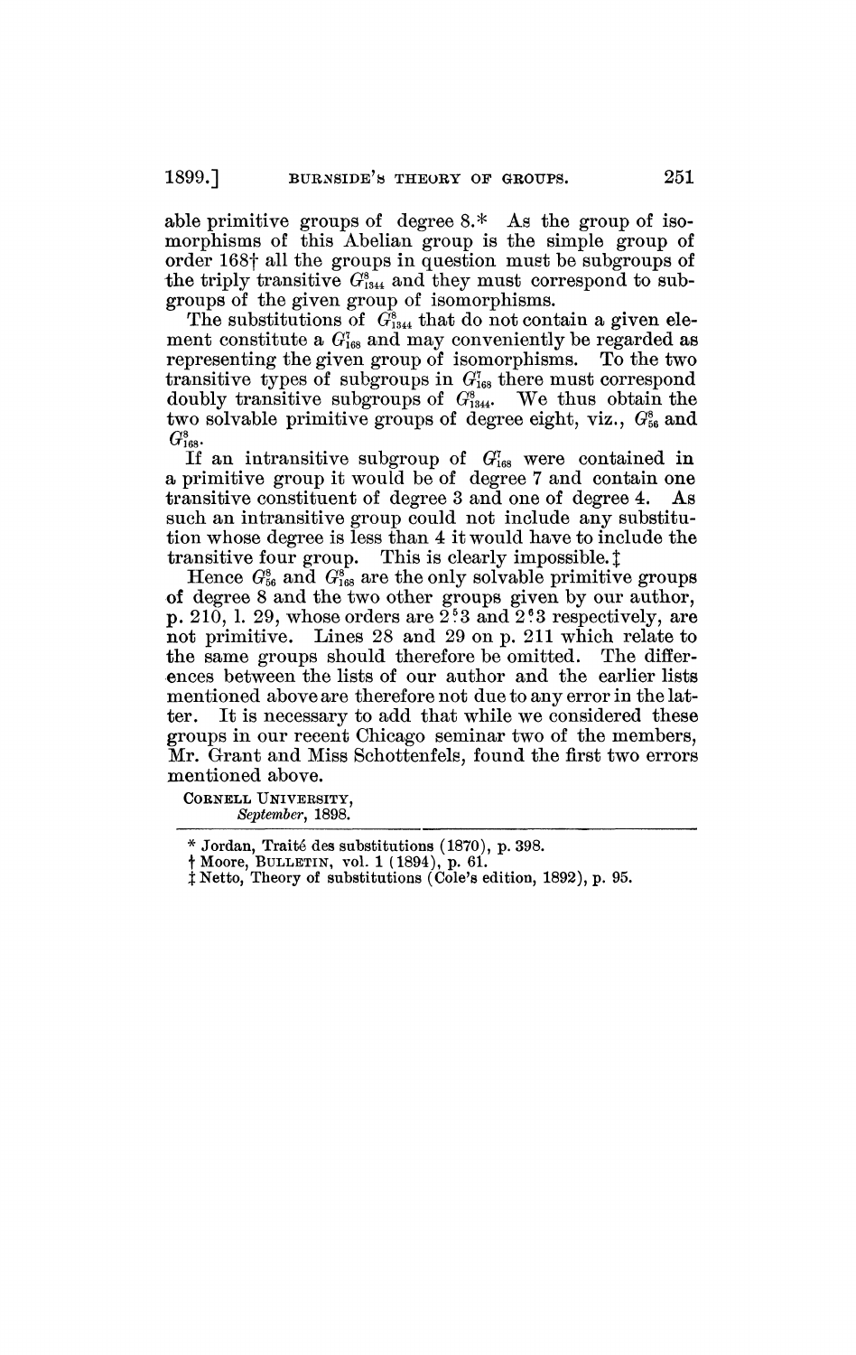able primitive groups of degree 8.* As the group of isomorphisms of this Abelian group is the simple group of order 168† all the groups in question must be subgroups of the triply transitive $G^8_{1344}$ and they must correspond to subgroups of the given group of isomorphisms.

The substitutions of $G^8_{1344}$ that do not contain a given element constitute a $G^7_{168}$ and may conveniently be regarded as representing the given group of isomorphisms. To the two transitive types of subgroups in $G^7_{168}$ there must correspond doubly transitive subgroups of $G^8_{1344}$. We thus obtain the two solvable primitive groups of degree eight, viz., $G^8_{56}$ and $G^8_{168}$.

If an intransitive subgroup of $G^7_{168}$ were contained in a primitive group it would be of degree 7 and contain one transitive constituent of degree 3 and one of degree 4. As such an intransitive group could not include any substitution whose degree is less than 4 it would have to include the transitive four group. This is clearly impossible.‡

Hence $G^8_{56}$ and $G^8_{168}$ are the only solvable primitive groups of degree 8 and the two other groups given by our author, p. 210, l. 29, whose orders are $2^5 3$ and $2^6 3$ respectively, are not primitive. Lines 28 and 29 on p. 211 which relate to the same groups should therefore be omitted. The differences between the lists of our author and the earlier lists mentioned above are therefore not due to any error in the latter. It is necessary to add that while we considered these groups in our recent Chicago seminar two of the members, Mr. Grant and Miss Schottenfels, found the first two errors mentioned above.

CORNELL UNIVERSITY,
*September*, 1898.

---

\* Jordan, Traité des substitutions (1870), p. 398.

† Moore, BULLETIN, vol. 1 (1894), p. 61.

‡ Netto, Theory of substitutions (Cole's edition, 1892), p. 95.